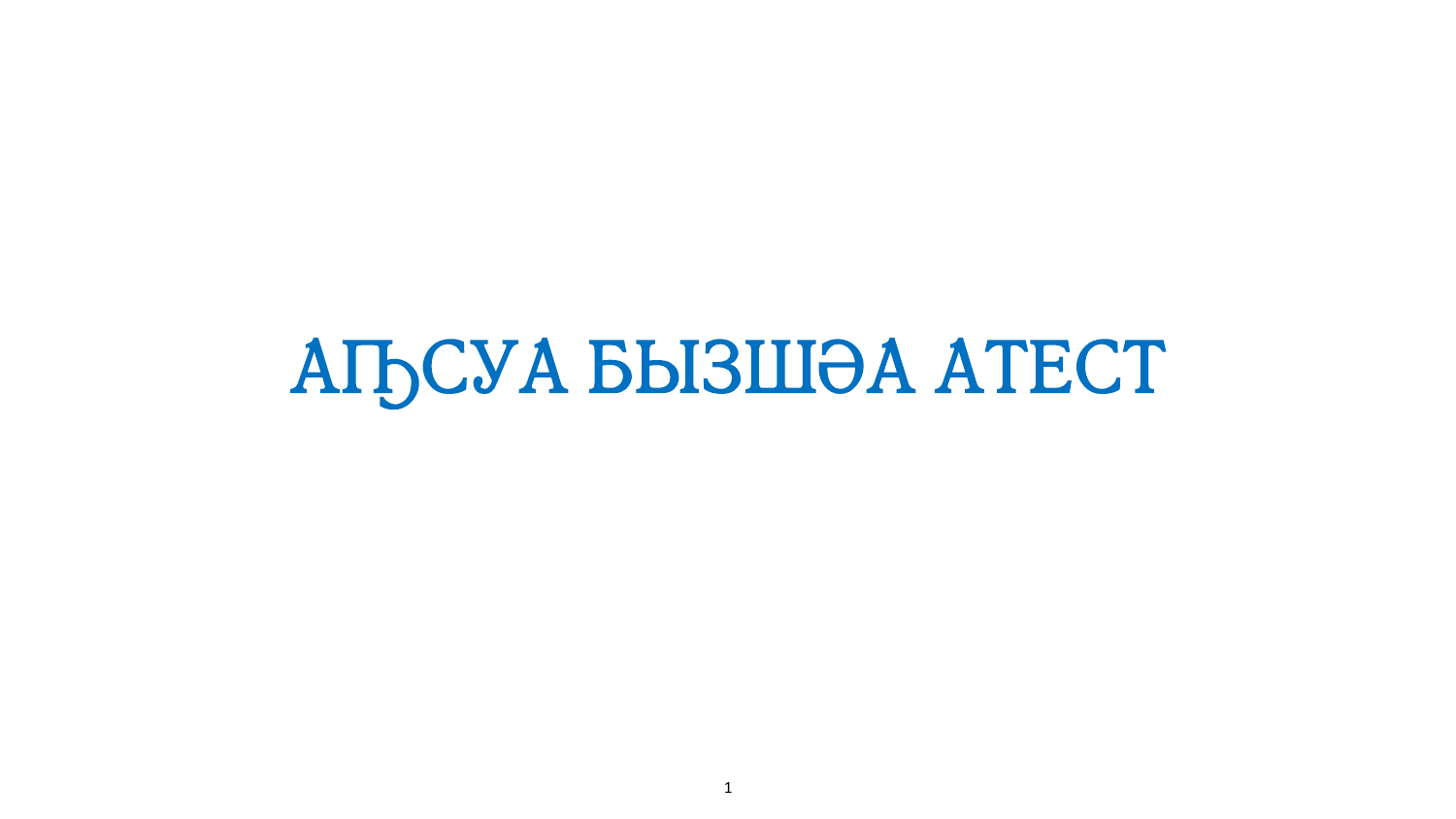# АҦСУА БЫЗШӘА АТЕСТ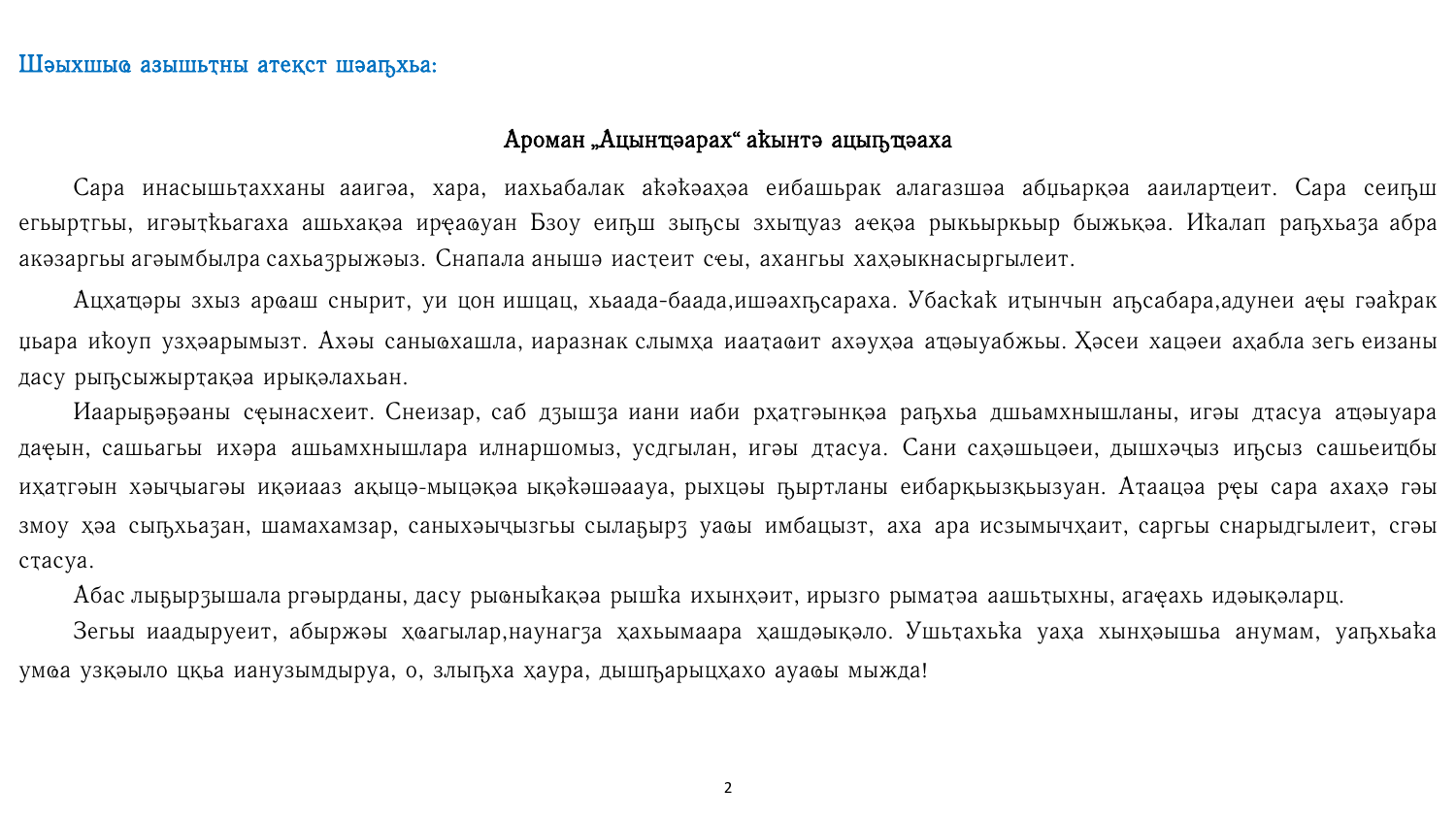Шәыхшыҩ азышьҭны атеқст шәаҧхьа:

### Ароман „Ацынҵәарах" аҟынтә ацыҧҵәаха

Сара инасышьҭахханы ааигәа, хара, иахьабалак аҟәҟәаҳәа еибашьрак алагазшәа абџьарқәа ааиларҵеит. Сара сеиҧш егьырҭгьы, игәыҭҟьагаха ашьхақәа ирҿаҩуан Бзоу еиҧш зыҧсы зхыҵуаз аҿқәа рыкьыркьыр быжьқәа. Иҟалап раҧхьаӡа абра акәзаргьы агәымбылра сахьаӡрыжәыз. Снапала анышә иасҭеит сҿы, ахангьы хаҳәыкнасыргылеит.

Ацҳаҵәры зхыз арҩаш снырит, уи цон ишцац, хьаада-баада,ишәахҧсараха. Убасҟаҟ иҭынчын аҧсабара,адунеи аҿы гәаҟрак џьара иҟоуп узҳәарымызт. Ахәы саныҩхашла, иаразнак слымҳа ииаҭаҩит ахәуҳәа аҵәыуабжьы. Ҳәсеи хацәеи аҳабла зегь еизаны дасу рыҧсыжырҭақәа ирықәлахьан.

Иаарыҕәҕәаны сҿынасхеит. Снеизар, саб дӡышӡа иани иаби рҳаҭгәынқәа раҧхьа дшьамхнышланы, игәы дҭасуа аҵәыуара даҿын, сашьагьы ихәра ашьамхнышлара илнаршомыз, усдгылан, игәы дҭасуа. Сани сахәшьцәеи, дышхәҷыз иҧсыз сашьеиҵбы иҳаҭгәын хәыҷыагәы иқәиааз ақыцә-мыцәқәа ықәҟәшәаауа, рыхцәы ҧыртланы еибарқьызқьызуан. Аҭаацәа рҿы сара ахаҳә гәы змоу ҳәа сыҧхьаӡан, шамахамзар, саныхәыҷызгьы сылаҕырӡ уаҩы имбацызт, аха ара исзымычҳаит, саргьы снарыдгылеит, сгәы сҭасуа.

Абас лыҕырӡышала ргәырданы, дасу рыҩныҟақәа рышҟа ихынҳәит, ирызго рымаҭәа аашьҭыхны, агаҿахь идәықәларц.

Зегьы иаадырueит, абыржәы ҳҩагылар,наунагӡа ҳахьымаара ҳашдәықәло. Ушьҭахьҟа уаҳа хынҳәышьа анумам, уаҧхьаҟа умҩа узқәыло цҟьа ианузымдыруа, о, злыҧха ҳаура, дышҧарыцҳахо ауаҩы мыжда!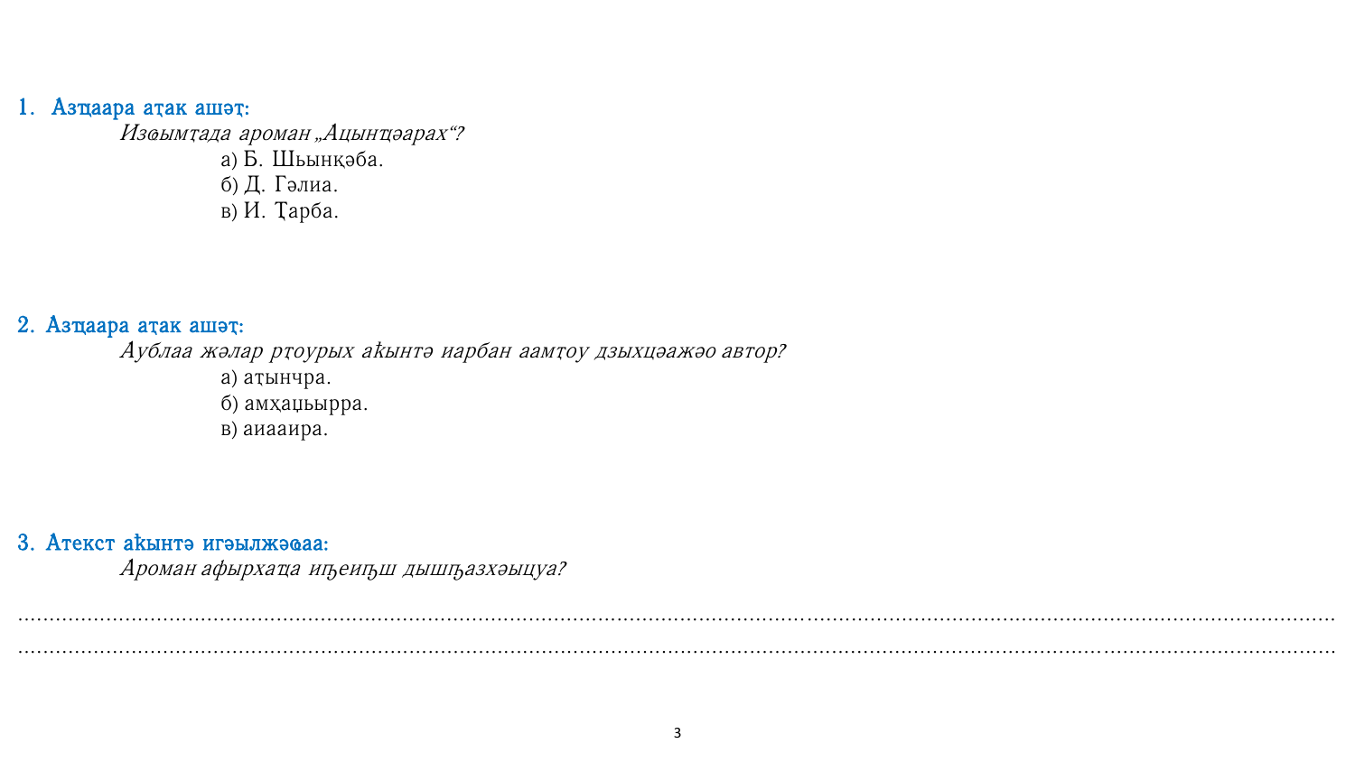1. **Азҵаара аҭак ашәт:**

   *Избымҭада ароман „Ацынҵәарах“?*

   а) Б. Шьынқәба.
   б) Д. Гәлиа.
   в) И. Ҭарба.

2. **Азҵаара аҭак ашәт:**

   *Аублаа жәлар рҭоурых аҟынтә иарбан аамҭоу дзыхцәажәо автор?*

   а) аҭынчра.
   б) амҳаџьырра.
   в) аиааира.

3. **Атекст аҟынтә игәылжәаа:**

   *Ароман афырхаҵа иҧеиҧш дышҧазхәыцуа?*

..........................................................................................................................................................................................................................................

..........................................................................................................................................................................................................................................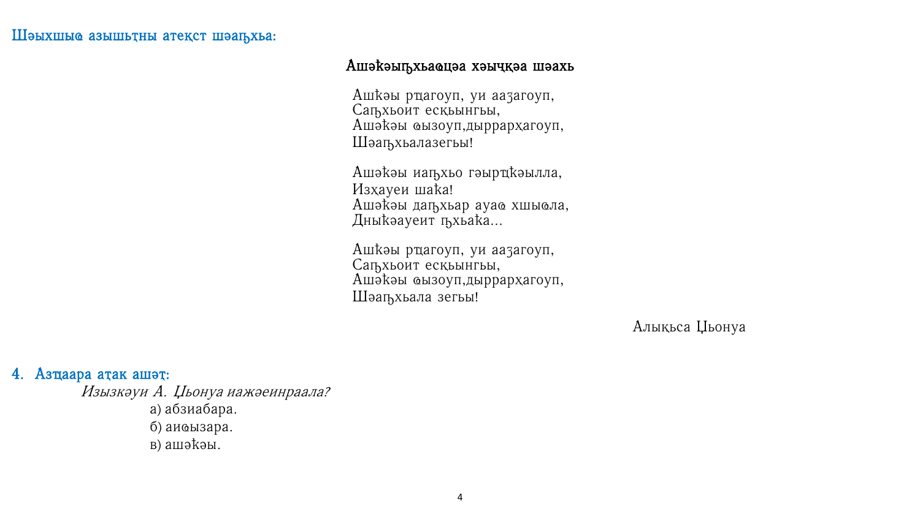Шәыхшыҩ азышьҭны атеқст шәаҧхьа:

### Ашәҟәыҧхьаҩцәа хәыҷқәа шәахь

Ашҟәы рҭагоуп, уи ааӡагоуп,  
Саҧхьоит есқьынгьы,  
Ашәҟәы ҩызоуп,дыррарҳагоуп,  
Шәаҧхьалазегьы!

Ашәҟәы иаҧхьо гәырҭҟәылла,  
Изҳауеи шаҟа!  
Ашәҟәы даҧхьар ауаҩ хшыҩла,  
Дныҟәауеит ҧхьаҟа...

Ашҟәы рҭагоуп, уи ааӡагоуп,  
Саҧхьоит есқьынгьы,  
Ашәҟәы ҩызоуп,дыррарҳагоуп,  
Шәаҧхьала зегьы!

Алықьса Џьонуа

**4. Азҭаара аҭак ашәҭ:**

*Изызкәуи А. Џьонуа иажәеинраала?*

а) абзиабара.

б) аиҩызара.

в) ашәҟәы.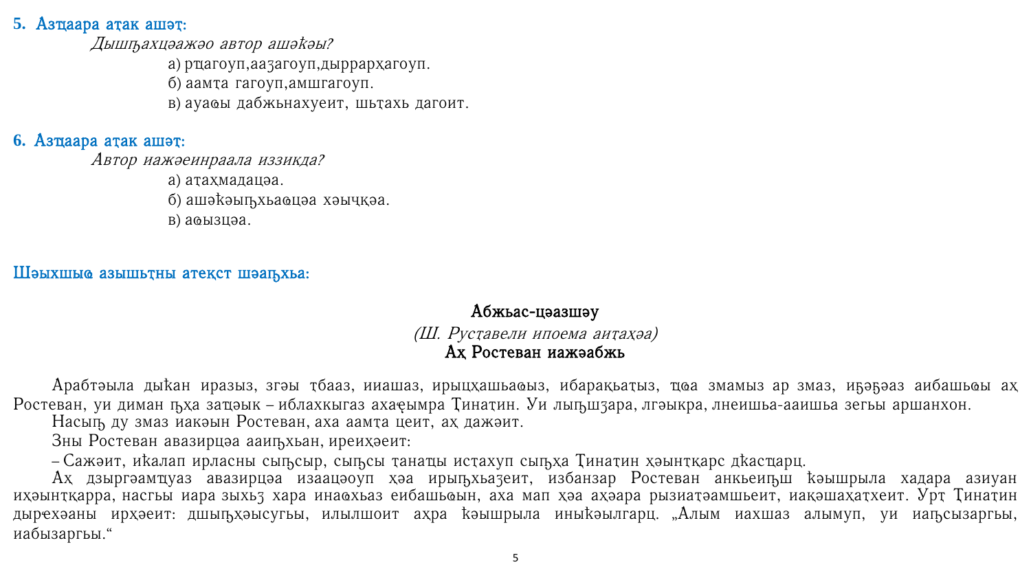**5. Азҵаара аҭак ашәҭ:**

*Дышԥахцәажәо автор ашәҟәы?*

а) рҵагоуп,ааӡагоуп,дыррарҳагоуп.

б) аамҭа гагоуп,амшгагоуп.

в) ауаӛы дабжьнахуеит, шьҭахь дагоит.

**6. Азҵаара аҭак ашәҭ:**

*Автор иажәеинраала иззикда?*

а) аҭаҳмадацәа.

б) ашәҟәыԥхьаӛцәа хәыҷҟәа.

в) аӛызцәа.

**Шәыхшыӛ азышьҭны атеқст шәаԥхьа:**

**Абжьас-цәазшәу**

*(Ш. Руҭавели ипоема аиҭаҳәа)*

**Аҳ Ростеван иажәабжь**

Арабтәыла дыҟан иразыз, згәы ҭбааз, ииашаз, ирыцҳашьаӛыз, ибарақьаҭыз, ҵӛа змамыз ар змаз, иҕәҕәаз аибашьӛы аҳ Ростеван, уи диман ԥҳа затҵәык – иблахкыгаз ахаҿымра Ҭинаҭин. Уи лыԥшӡара, лгәыкра, лнеишьа-ааишьа зегьы аршанхон.

Насыԥ ду змаз иакәын Ростеван, аха аамҭа цеит, аҳ дажәит.

Зны Ростеван авазирцәа ааиԥхьан, иреиҳәеит:

– Сажәит, иҟалап ирласны сыԥсыр, сыԥсы ҭанаҵы истахуп сыԥҳа Ҭинаҭин ҳәынҭқарс дҟасҵарц.

Аҳ дзыргәамҵуаз авазирцәа изаацәоуп ҳәа ирыԥхьаӡеит, избанзар Ростеван анкьеиԥш ҟәышрыла хадара азиуан иҳәынҭқарра, насгьы иара зыхьӡ хара инаӛхьаз еибашьӛын, аха мап ҳәа аҳәара рызиаҭәамшьеит, иақәшаҳаҭхеит. Урҭ Ҭинаҭин дыреҳәаны ирҳәеит: дшыԥҳәысугьы, илылшоит аҳра ҟәышрыла иныҟәылгарц. „Алым иахшаз алымуп, уи иаԥсызаргьы, иабызаргьы.“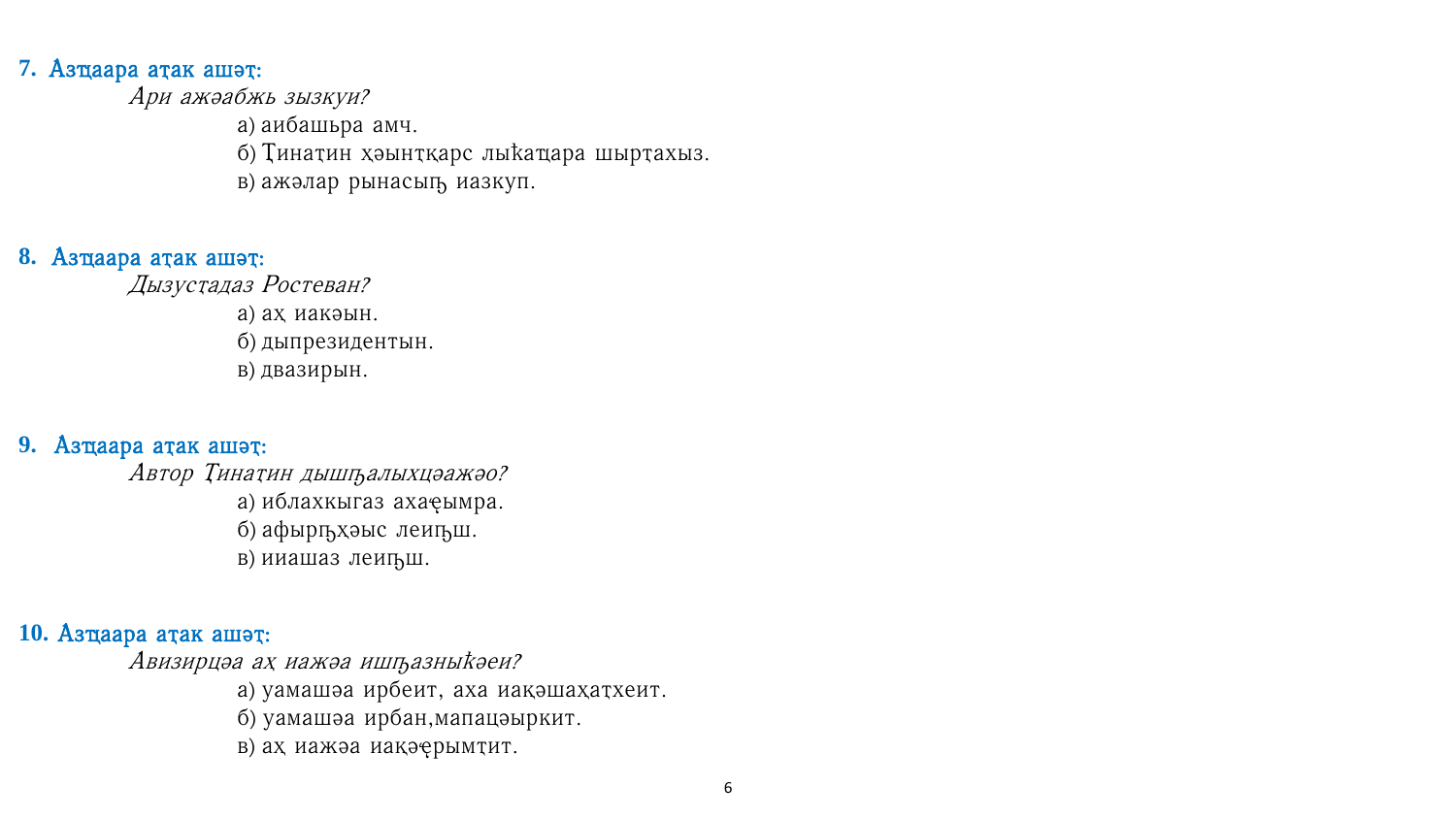**7. Азҵаара аҭак ашәҭ:**

*Ари ажәабжь зызкуи?*

а) аибашьра амч.

б) Ҭинаҭин хәынткарс лыҟаҵара шырҭахыз.

в) ажәлар рынасыԥ иазкуп.

**8. Азҵаара аҭак ашәҭ:**

*Дызусҭадаз Ростеван?*

а) аҳ иакәын.

б) дыпрезидентын.

в) двазирын.

**9. Азҵаара аҭак ашәҭ:**

*Автор Ҭинаҭин дышԥалыхцәажәо?*

а) иблахкыгаз ахаҿымра.

б) афырԥхәыс леиԥш.

в) ииашаз леиԥш.

**10. Азҵаара аҭак ашәҭ:**

*Авизирцәа аҳ иажәа ишԥазныҟәеи?*

а) уамашәа ирбеит, аха иақәшаҳаҭхеит.

б) уамашәа ирбан,мапацәыркит.

в) аҳ иажәа иақәҿырымҭит.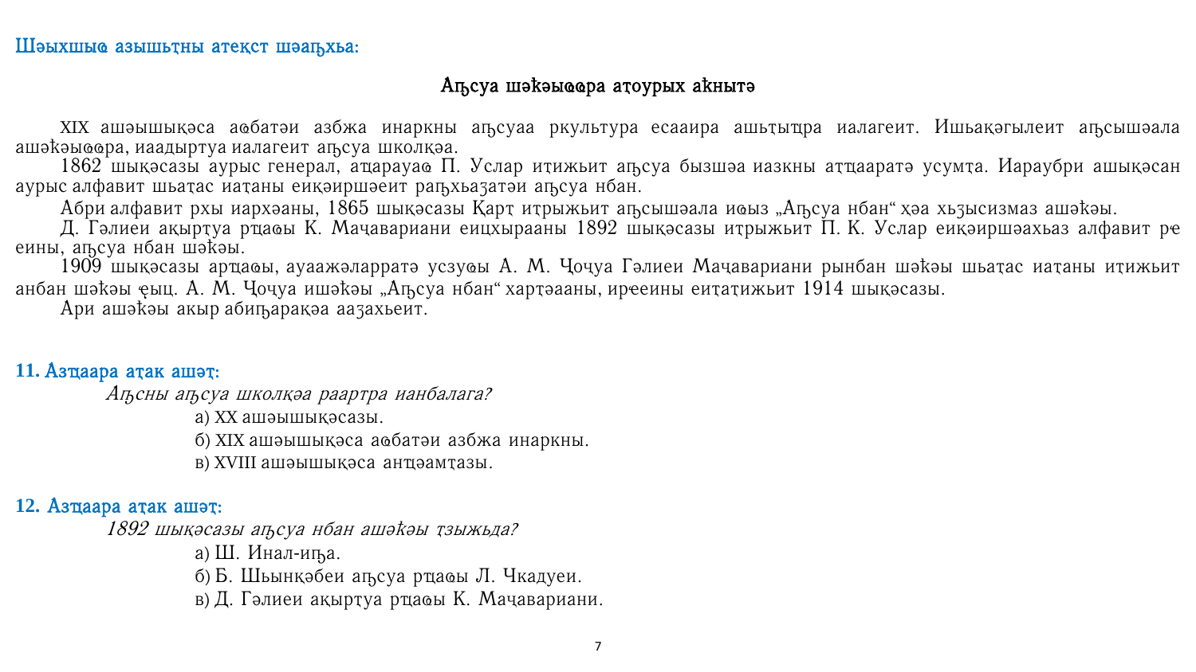**Шәыхшыҩ азышьҭны атеқст шәаԥхьа:**

## Аԥсуа шәҟәыҩҩра аҭоурых аҟнытә

XIX ашәышықәса аҩбатәи азбжа инаркны аԥсуаа ркультура есааира ашьҭытԥра иалагеит. Ишьақәгылеит аԥсышәала ашәҟәыҩҩра, иаадыртуа иалагеит аԥсуа школқәа.

1862 шықәсазы аурыс генерал, аҭҵарауаҩ П. Услар иҭижьит аԥсуа бызшәа иазкны аҭҵааратә усумҭа. Иараубри ашықәсан аурыс алфавит шьаҭас иаҭаны еиқәиршәеит раԥхьаӡатәи аԥсуа нбан.

Абри алфавит рхы иархәаны, 1865 шықәсазы Қарҭ иҭрыжьит аԥсышәала иҩыз „Аԥсуа нбан“ ҳәа хьӡысизмаз ашәҟәы.

Д. Гәлиеи ақырҭуа рҵаҩы К. Мачавариани еицхырааны 1892 шықәсазы иҭрыжьит П. К. Услар еиқәиршәахьаз алфавит рҿеины, аԥсуа нбан шәҟәы.

1909 шықәсазы арҵаҩы, ауаажәларратә усзуҩы А. М. Чочуа Гәлиеи Мачавариани рынбан шәҟәы шьаҭас иаҭаны иҭижьит анбан шәҟәы ҿыц. А. М. Чочуа ишәҟәы „Аԥсуа нбан“ харҭәааны, ирҿеины еиҭаҭижьит 1914 шықәсазы.

Ари ашәҟәы акыр абиԥарақәа ааӡахьеит.

**11. Азҵаара аҭак ашәҭ:**

*Аԥсны аԥсуа школқәа раартра ианбалага?*

а) XX ашәышықәсазы.
б) XIX ашәышықәса аҩбатәи азбжа инаркны.
в) XVIII ашәышықәса анҵәамҭазы.

**12. Азҵаара аҭак ашәҭ:**

*1892 шықәсазы аԥсуа нбан ашәҟәы ҭзыжьда?*

а) Ш. Инал-иԥа.
б) Б. Шьынқәбеи аԥсуа рҵаҩы Л. Чкадуеи.
в) Д. Гәлиеи ақырҭуа рҵаҩы К. Мачавариани.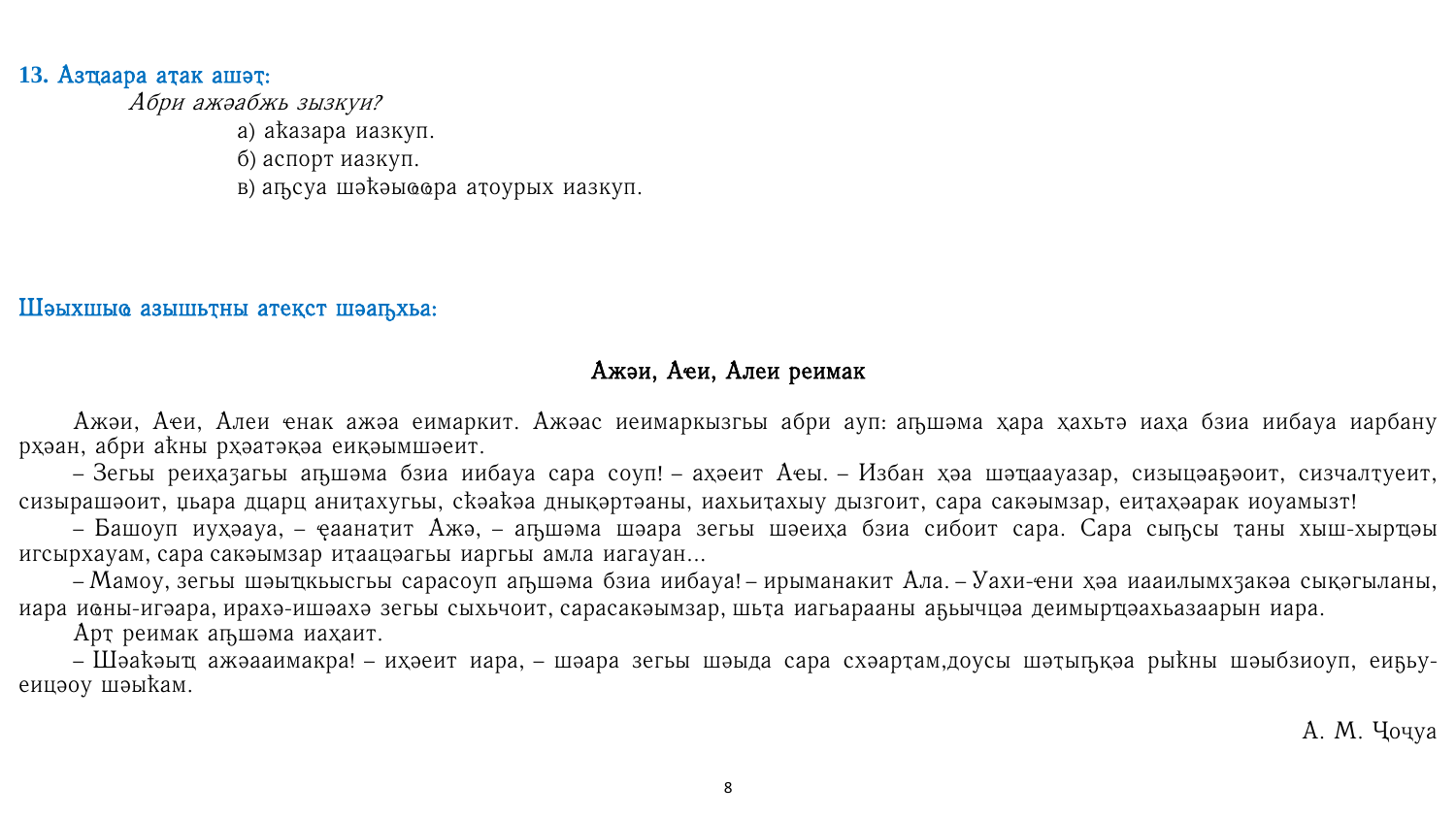**13. Азҵаара аҭак ашәҭ:**

*Абри ажәабжь зызкуи?*

а) аҟазара иазкуп.

б) аспорт иазкуп.

в) аӷсуа шәҟәыҩҩра аҭоурых иазкуп.

**Шәыхшыҩ азышьҭны атеқст шәаӷхьа:**

**Ажәи, Аҽи, Алеи реимак**

Ажәи, Аҽи, Алеи ҽенак ажәа еимаркит. Ажәас иеимаркызгы абри ауп: аӷшәма ҳара ҳахьтә иаҳа бзиа иибауа иарбану рҳәан, абри аҟны рҳәатәқәа еиқәымшәеит.

– Зегьы реиҳаӡагьы аӷшәма бзиа иибауа сара соуп! – аҳәеит Аҽы. – Избан ҳәа шәҵааауазар, сизыцәаӷәоит, сизчалҭуеит, сизырашәоит, џьара дцарц аниҭахугьы, сҟәаҟәа дныҟәртәаны, иахьиҭахыу дызгоит, сара сакәымзар, еиҭаҳәарак иоуамызт!

– Башоуп иуҳәауа, – ҿаанаҭит Ажә, – аӷшәма шәара зегьы шәеиҳа бзиа сибоит сара. Сара сыӷсы ҭаны хыш-хырҵәы игсырхауам, сара сакәымзар иҭаацәагьы иаргьы амла иагауан...

– Мамоу, зегьы шәыҵкысгьы сарасоуп аӷшәма бзиа иибауа! – ирыманакит Ала. – Уахи-ҽени ҳәа ииаилымхӡакәа сықәгыланы, иара иҩны-игәара, ирахә-ишәахә зегьы сыхьчоит, сарасакәымзар, шьҭа иагьарааны аӷыычцәа деимырҵәахьазаарын иара.

Арҭ реимак аӷшәма иаҳаит.

– Шәаҟәыҵ ажәааимакра! – иҳәеит иара, – шәара зегьы шәыда сара схәарҭам,доусы шәҭыӷқәа рыҟны шәыбзиоуп, еиӷьуеицәоу шәыҟам.

А. М. Ҷоҷуа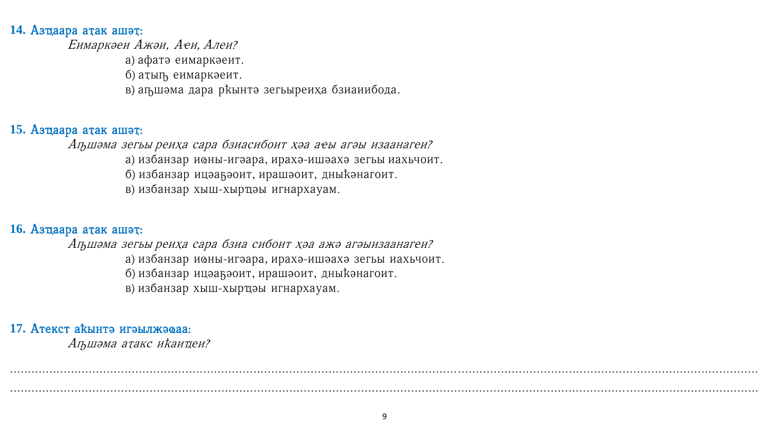**14. Азҵаара аҭак ашәҭ:**

*Еимаркәеи Ажәи, Аҽи, Алеи?*

а) афатә еимаркәеит.

б) аҭыԥ еимаркәеит.

в) аԥшәма дара рҟынтә зегьыреиҳа бзиаиибода.

**15. Азҵаара аҭак ашәҭ:**

*Аԥшәма зегьы реиҳа сара бзиасибоит ҳәа аҽы агәы изаанагеи?*

а) избанзар иҩны-игәара, ирахә-ишәахә зегьы иахьчоит.

б) избанзар ицәаӡәоит, ирашәоит, дныҟәнагоит.

в) избанзар хыш-хырҵәы игнархауам.

**16. Азҵаара аҭак ашәҭ:**

*Аԥшәма зегьы реиҳа сара бзиа сибоит ҳәа ажә агәыизаанагеи?*

а) избанзар иҩны-игәара, ирахә-ишәахә зегьы иахьчоит.

б) избанзар ицәаӡәоит, ирашәоит, дныҟәнагоит.

в) избанзар хыш-хырҵәы игнархауам.

**17. Атекст аҟынтә игәылжәҩаа:**

*Аԥшәма аҭакс иҟаиҵеи?*

..........................................................................................................................................................................................

..........................................................................................................................................................................................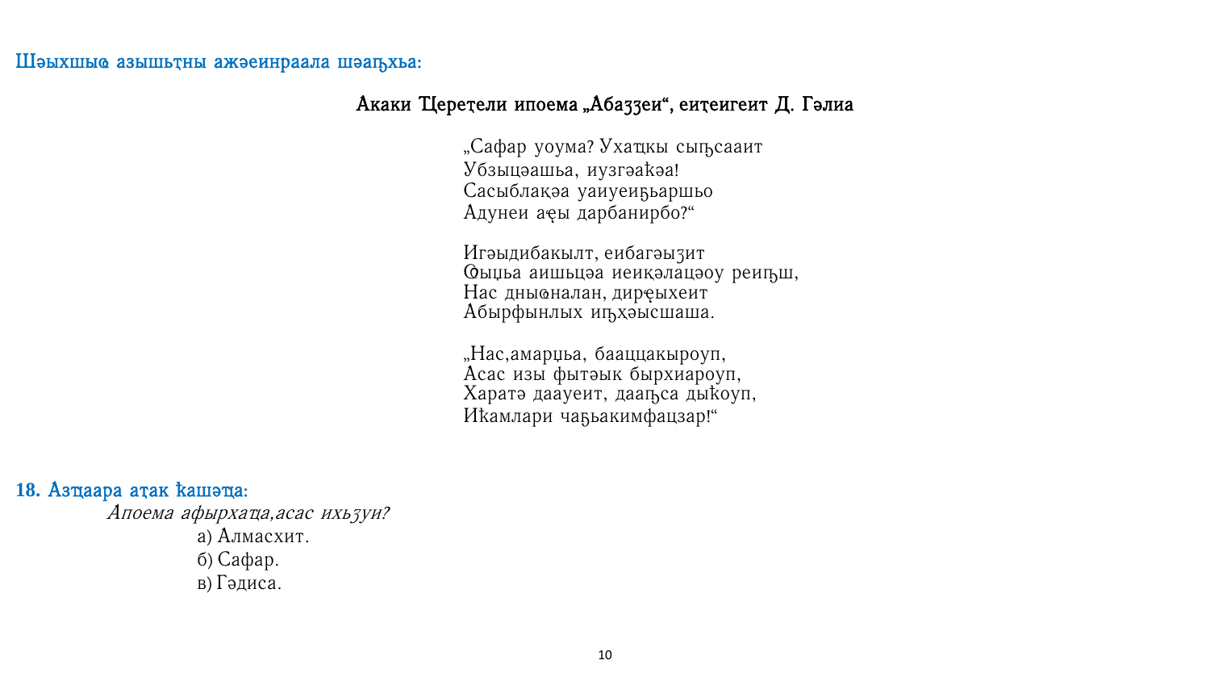Шәыхшыҩ азышьҭны ажәеинраала шәаҧхьа:

### Акаки Џереҭели ипоема „Абаӡӡеи“, еиҭеигеит Д. Гәлиа

„Сафар уоума? Ухаҵкы сыҧсааит  
Убзыцәашьа, иузгәаҟәа!  
Сасыблаҟәа уаиуеиҕьаршьо  
Адунеи аҿы дарбанирбо?“

Игәыдибакылт, еибагәыӡит  
Ҩыцьа аишьцәа иеиҟәлацәоу реиҧш,  
Нас дныҩналан, дирҿыхеит  
Абырфынлых иҧхәысшаша.

„Нас,амарџьа, бааццакыроуп,  
Асас изы фытәык бырхиароуп,  
Харатә дааиуеит, дааҧса дыҟоуп,  
Иҟамлари чаҕьакимфацзар!“

### 18. Азҵаара аҭак ҟашәҵа:

*Апоема афырхаҵа,асас ихьӡуи?*

а) Алмасхит.  
б) Сафар.  
в) Гәдиса.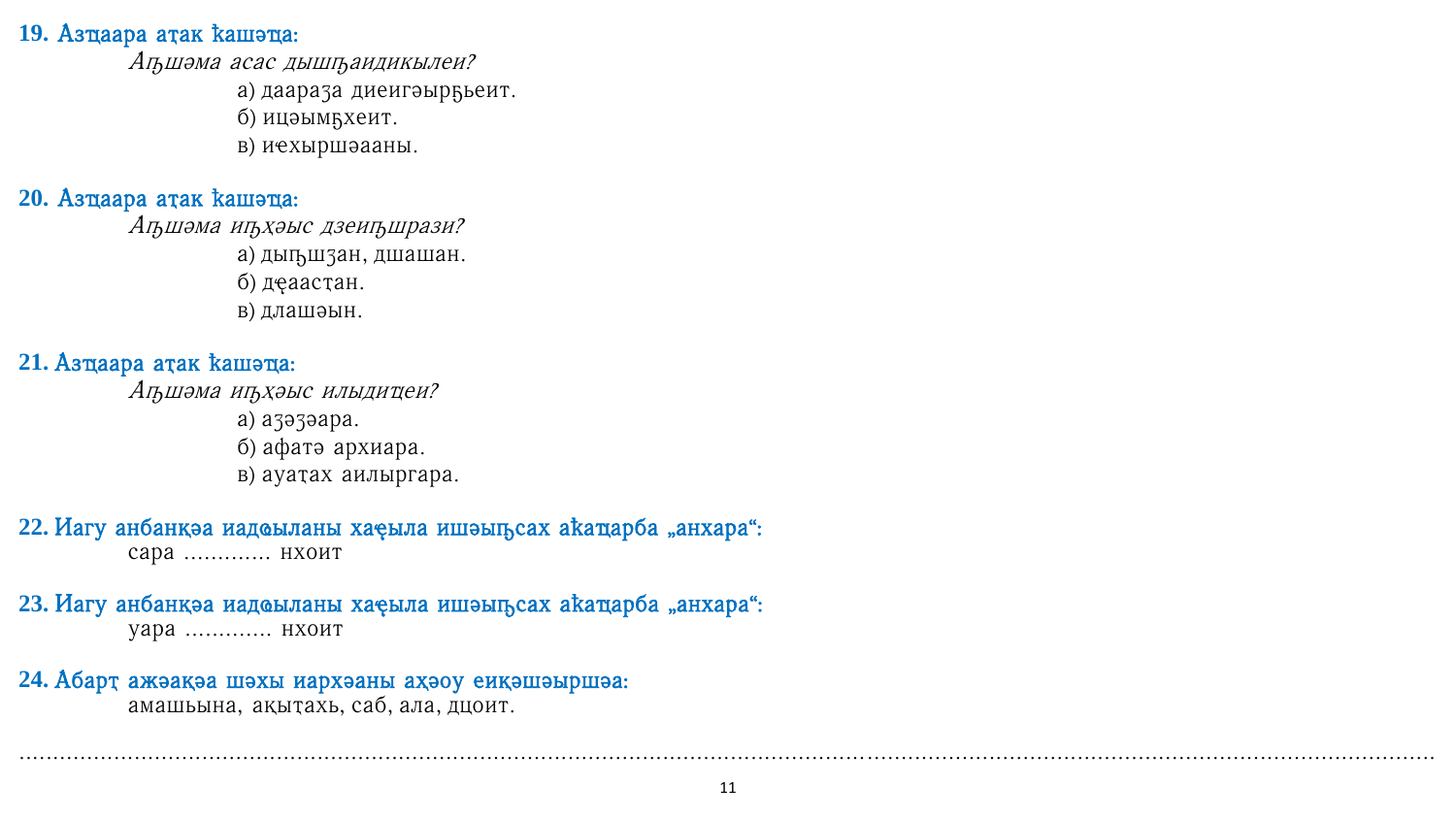**19. Азҵаара аҭак ҟашәҵа:**

*Аҧшәма асас дышҧаидикылеи?*

а) даараӡа диеигәырҕьеит.
б) ицәымҕхеит.
в) иҽхыршәааны.

**20. Азҵаара аҭак ҟашәҵа:**

*Аҧшәма иҧҳәыс дзеиҧшрази?*

а) дыҧшӡан, дшашан.
б) дҿаастан.
в) длашәын.

**21. Азҵаара аҭак ҟашәҵа:**

*Аҧшәма иҧҳәыс илыдиҵеи?*

а) аӡәӡәара.
б) афатә архиара.
в) ауаҭах аилыргара.

**22. Иагу анбанҟәа иадҩыланы хаҿыла ишәыҧсах аҟаҵарба „анхара“:**

сара ............. нхоит

**23. Иагу анбанҟәа иадҩыланы хаҿыла ишәыҧсах аҟаҵарба „анхара“:**

уара ............. нхоит

**24. Абарҭ ажәаҟәа шәхы иархәаны аҳәоу еиҟәшәыршәа:**

амашьына, аҟыҭахь, саб, ала, дцоит.

........................................................................................................................................................................................................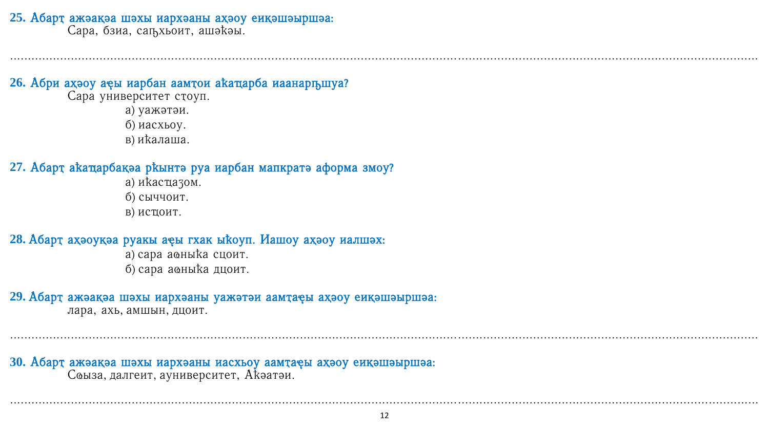**25. Абарҭ ажәақәа шәхы иархәаны аҳәоу еиқәшәыршәа:**

Сара, бзиа, саҧхьоит, ашәҟәы.

..........................................................................................................................................................................................................

**26. Абри аҳәоу аҿы иарбан аамҭои аҟаҵарба иаанарҧшуа?**

Сара университет сҭоуп.

а) уажәтәи.

б) иасхьоу.

в) иҟалаша.

**27. Абарҭ аҟаҵарбақәа рҟынтә руа иарбан мапкратә аформа змоу?**

а) иҟасҵаӡом.

б) сыччоит.

в) исҵоит.

**28. Абарҭ аҳәоуқәа руакы аҿы гхак ыҟоуп. Иашоу аҳәоу иалшәх:**

а) сара аҩныҟа сцоит.

б) сара аҩныҟа дцоит.

**29. Абарҭ ажәақәа шәхы иархәаны уажәтәи аамҭаҿы аҳәоу еиқәшәыршәа:**

лара, ахь, амшын, дцоит.

..........................................................................................................................................................................................................

**30. Абарҭ ажәақәа шәхы иархәаны иасхьоу аамҭаҿы аҳәоу еиқәшәыршәа:**

Сҩыза, далгеит, ауниверситет, Аҟәатәи.

..........................................................................................................................................................................................................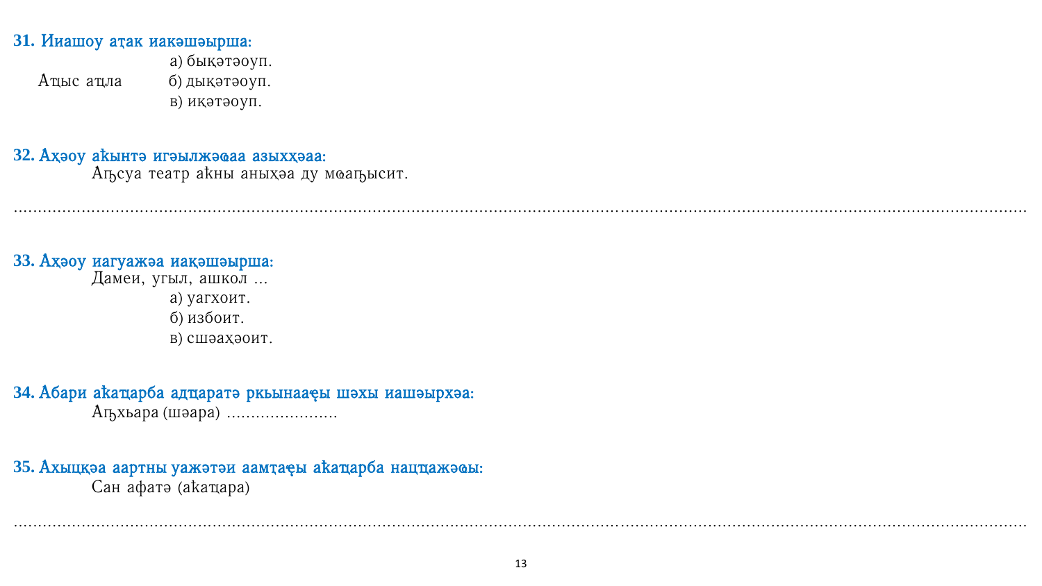**31. Иашоу аҭак иакәшәырша:**

Аҵыс аҵла
- а) быҟәтәоуп.
- б) дыҟәтәоуп.
- в) иҟәтәоуп.

**32. Аҳәоу аҟынтә игәылжәҩаа азыххәаа:**

Аԥсуа театр аҟны аныҳәа ду мҩаԥысит.

..........................................................................................................................................................................................

**33. Аҳәоу иагуажәа иақәшәырша:**

Дамеи, угыл, ашкол ...
- а) уагхоит.
- б) избоит.
- в) сшәаҳәоит.

**34. Абари аҟаҵарба адҵаратә ркьынааҿы шәхы иашәырхәа:**

Аԥхьара (шәара) .......................

**35. Ахыцқәа аартны уажәтәи аамҭаҿы аҟаҵарба нацҵажәҩы:**

Сан афатә (аҟаҵара)

..........................................................................................................................................................................................